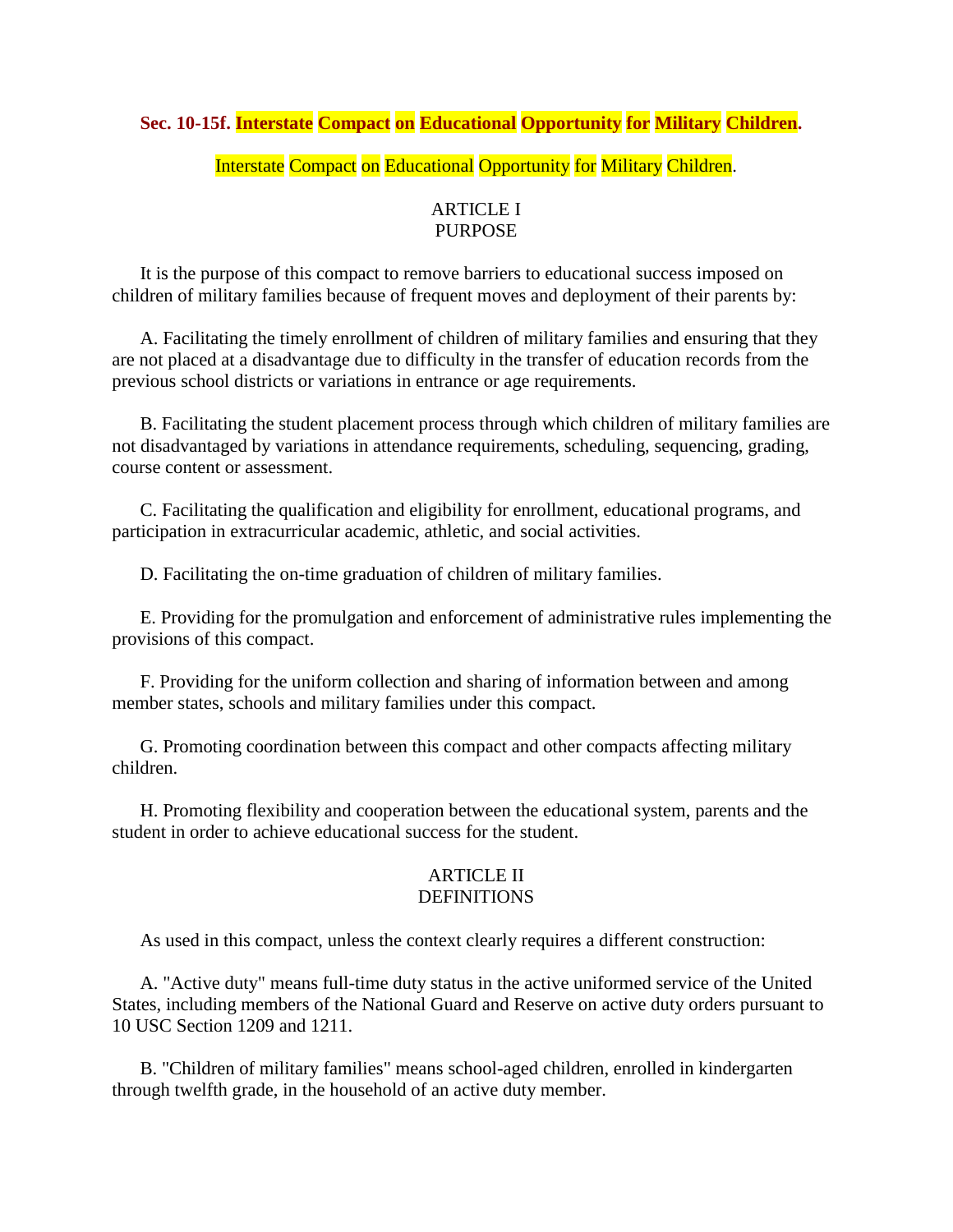# Sec. 10-15f. Interstate Compact on Educational Opportunity for Military Children.

Interstate Compact on Educational Opportunity for Military Children.

## ARTICLE I
## PURPOSE

It is the purpose of this compact to remove barriers to educational success imposed on children of military families because of frequent moves and deployment of their parents by:

A. Facilitating the timely enrollment of children of military families and ensuring that they are not placed at a disadvantage due to difficulty in the transfer of education records from the previous school districts or variations in entrance or age requirements.

B. Facilitating the student placement process through which children of military families are not disadvantaged by variations in attendance requirements, scheduling, sequencing, grading, course content or assessment.

C. Facilitating the qualification and eligibility for enrollment, educational programs, and participation in extracurricular academic, athletic, and social activities.

D. Facilitating the on-time graduation of children of military families.

E. Providing for the promulgation and enforcement of administrative rules implementing the provisions of this compact.

F. Providing for the uniform collection and sharing of information between and among member states, schools and military families under this compact.

G. Promoting coordination between this compact and other compacts affecting military children.

H. Promoting flexibility and cooperation between the educational system, parents and the student in order to achieve educational success for the student.

## ARTICLE II
## DEFINITIONS

As used in this compact, unless the context clearly requires a different construction:

A. "Active duty" means full-time duty status in the active uniformed service of the United States, including members of the National Guard and Reserve on active duty orders pursuant to 10 USC Section 1209 and 1211.

B. "Children of military families" means school-aged children, enrolled in kindergarten through twelfth grade, in the household of an active duty member.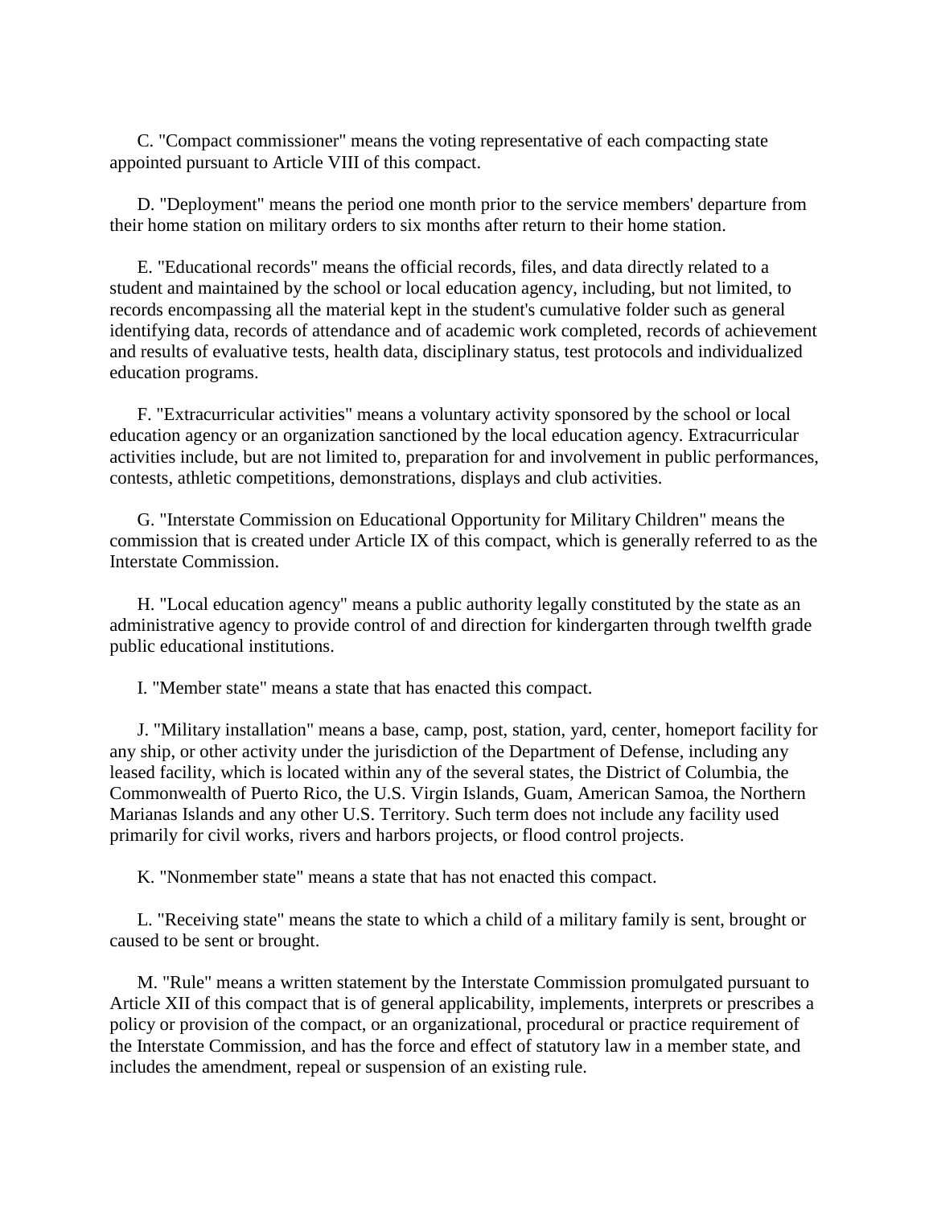C. "Compact commissioner" means the voting representative of each compacting state appointed pursuant to Article VIII of this compact.

D. "Deployment" means the period one month prior to the service members' departure from their home station on military orders to six months after return to their home station.

E. "Educational records" means the official records, files, and data directly related to a student and maintained by the school or local education agency, including, but not limited, to records encompassing all the material kept in the student's cumulative folder such as general identifying data, records of attendance and of academic work completed, records of achievement and results of evaluative tests, health data, disciplinary status, test protocols and individualized education programs.

F. "Extracurricular activities" means a voluntary activity sponsored by the school or local education agency or an organization sanctioned by the local education agency. Extracurricular activities include, but are not limited to, preparation for and involvement in public performances, contests, athletic competitions, demonstrations, displays and club activities.

G. "Interstate Commission on Educational Opportunity for Military Children" means the commission that is created under Article IX of this compact, which is generally referred to as the Interstate Commission.

H. "Local education agency" means a public authority legally constituted by the state as an administrative agency to provide control of and direction for kindergarten through twelfth grade public educational institutions.

I. "Member state" means a state that has enacted this compact.

J. "Military installation" means a base, camp, post, station, yard, center, homeport facility for any ship, or other activity under the jurisdiction of the Department of Defense, including any leased facility, which is located within any of the several states, the District of Columbia, the Commonwealth of Puerto Rico, the U.S. Virgin Islands, Guam, American Samoa, the Northern Marianas Islands and any other U.S. Territory. Such term does not include any facility used primarily for civil works, rivers and harbors projects, or flood control projects.

K. "Nonmember state" means a state that has not enacted this compact.

L. "Receiving state" means the state to which a child of a military family is sent, brought or caused to be sent or brought.

M. "Rule" means a written statement by the Interstate Commission promulgated pursuant to Article XII of this compact that is of general applicability, implements, interprets or prescribes a policy or provision of the compact, or an organizational, procedural or practice requirement of the Interstate Commission, and has the force and effect of statutory law in a member state, and includes the amendment, repeal or suspension of an existing rule.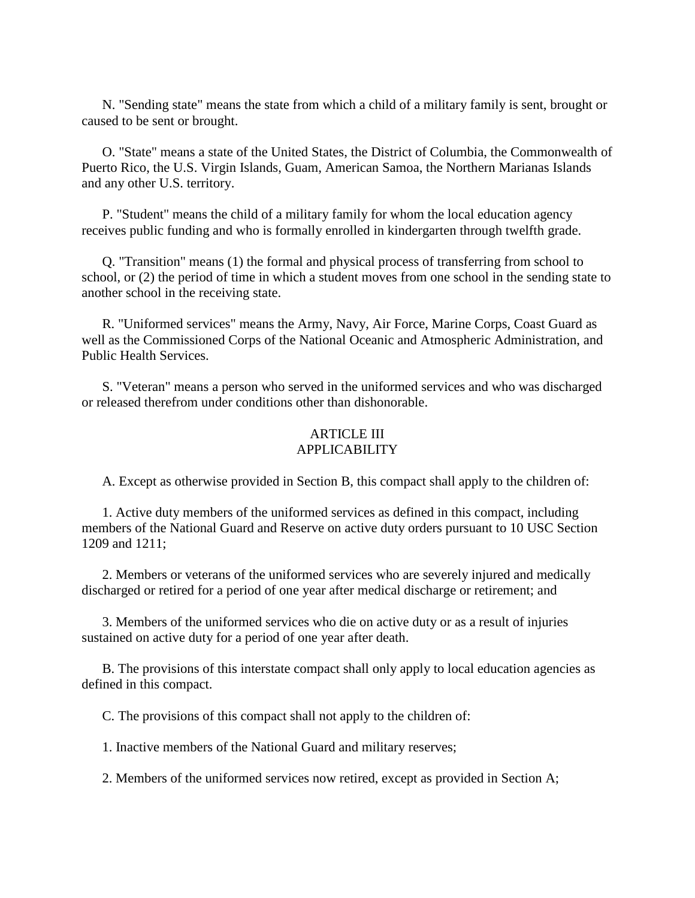N. "Sending state" means the state from which a child of a military family is sent, brought or caused to be sent or brought.

O. "State" means a state of the United States, the District of Columbia, the Commonwealth of Puerto Rico, the U.S. Virgin Islands, Guam, American Samoa, the Northern Marianas Islands and any other U.S. territory.

P. "Student" means the child of a military family for whom the local education agency receives public funding and who is formally enrolled in kindergarten through twelfth grade.

Q. "Transition" means (1) the formal and physical process of transferring from school to school, or (2) the period of time in which a student moves from one school in the sending state to another school in the receiving state.

R. "Uniformed services" means the Army, Navy, Air Force, Marine Corps, Coast Guard as well as the Commissioned Corps of the National Oceanic and Atmospheric Administration, and Public Health Services.

S. "Veteran" means a person who served in the uniformed services and who was discharged or released therefrom under conditions other than dishonorable.

## ARTICLE III
## APPLICABILITY

A. Except as otherwise provided in Section B, this compact shall apply to the children of:

1. Active duty members of the uniformed services as defined in this compact, including members of the National Guard and Reserve on active duty orders pursuant to 10 USC Section 1209 and 1211;

2. Members or veterans of the uniformed services who are severely injured and medically discharged or retired for a period of one year after medical discharge or retirement; and

3. Members of the uniformed services who die on active duty or as a result of injuries sustained on active duty for a period of one year after death.

B. The provisions of this interstate compact shall only apply to local education agencies as defined in this compact.

C. The provisions of this compact shall not apply to the children of:

1. Inactive members of the National Guard and military reserves;

2. Members of the uniformed services now retired, except as provided in Section A;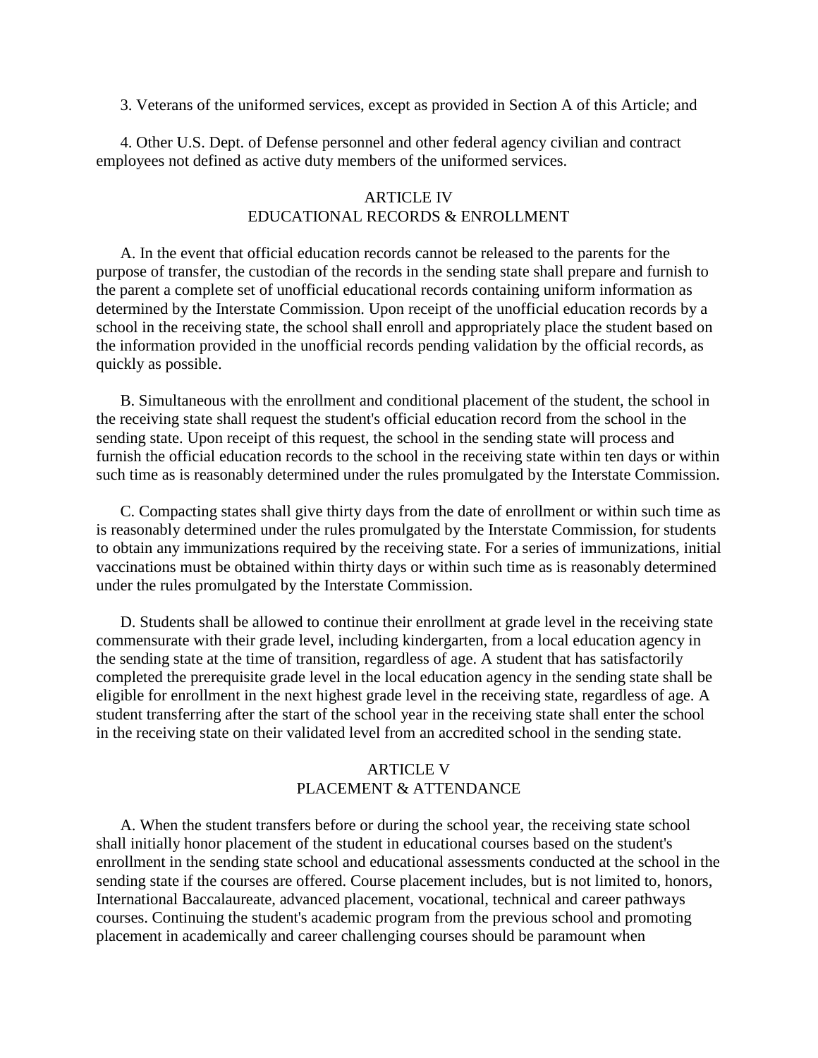3. Veterans of the uniformed services, except as provided in Section A of this Article; and

4. Other U.S. Dept. of Defense personnel and other federal agency civilian and contract employees not defined as active duty members of the uniformed services.

## ARTICLE IV
## EDUCATIONAL RECORDS & ENROLLMENT

A. In the event that official education records cannot be released to the parents for the purpose of transfer, the custodian of the records in the sending state shall prepare and furnish to the parent a complete set of unofficial educational records containing uniform information as determined by the Interstate Commission. Upon receipt of the unofficial education records by a school in the receiving state, the school shall enroll and appropriately place the student based on the information provided in the unofficial records pending validation by the official records, as quickly as possible.

B. Simultaneous with the enrollment and conditional placement of the student, the school in the receiving state shall request the student's official education record from the school in the sending state. Upon receipt of this request, the school in the sending state will process and furnish the official education records to the school in the receiving state within ten days or within such time as is reasonably determined under the rules promulgated by the Interstate Commission.

C. Compacting states shall give thirty days from the date of enrollment or within such time as is reasonably determined under the rules promulgated by the Interstate Commission, for students to obtain any immunizations required by the receiving state. For a series of immunizations, initial vaccinations must be obtained within thirty days or within such time as is reasonably determined under the rules promulgated by the Interstate Commission.

D. Students shall be allowed to continue their enrollment at grade level in the receiving state commensurate with their grade level, including kindergarten, from a local education agency in the sending state at the time of transition, regardless of age. A student that has satisfactorily completed the prerequisite grade level in the local education agency in the sending state shall be eligible for enrollment in the next highest grade level in the receiving state, regardless of age. A student transferring after the start of the school year in the receiving state shall enter the school in the receiving state on their validated level from an accredited school in the sending state.

## ARTICLE V
## PLACEMENT & ATTENDANCE

A. When the student transfers before or during the school year, the receiving state school shall initially honor placement of the student in educational courses based on the student's enrollment in the sending state school and educational assessments conducted at the school in the sending state if the courses are offered. Course placement includes, but is not limited to, honors, International Baccalaureate, advanced placement, vocational, technical and career pathways courses. Continuing the student's academic program from the previous school and promoting placement in academically and career challenging courses should be paramount when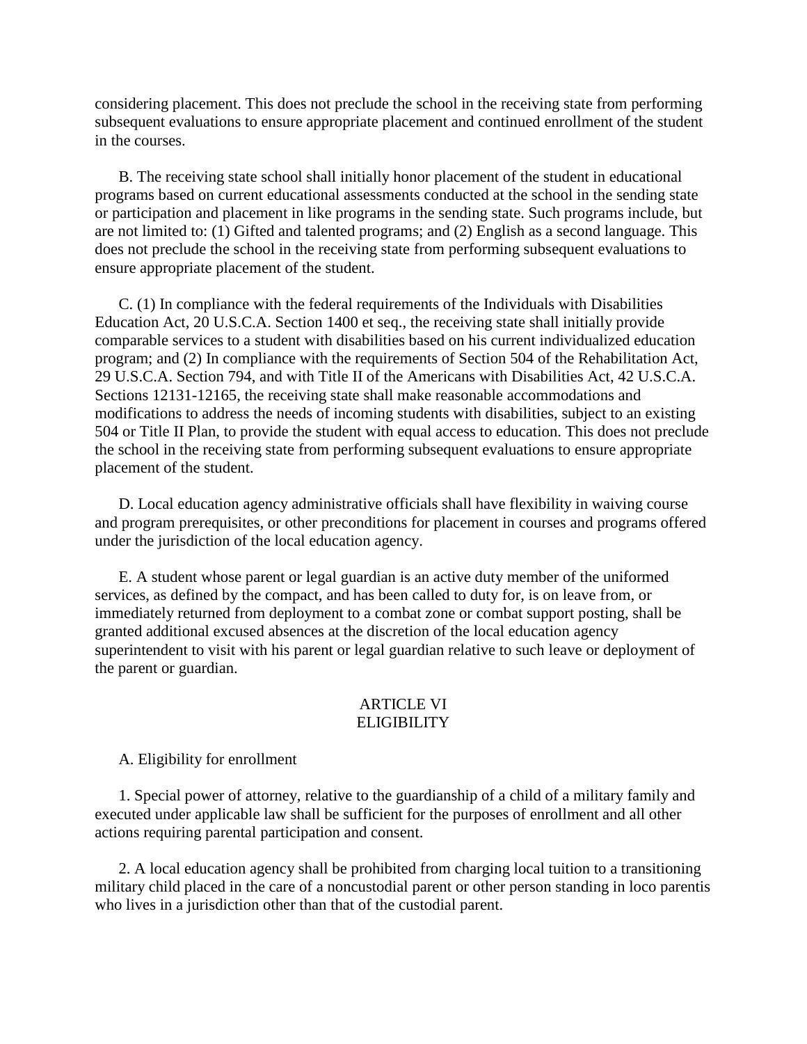considering placement. This does not preclude the school in the receiving state from performing subsequent evaluations to ensure appropriate placement and continued enrollment of the student in the courses.

B. The receiving state school shall initially honor placement of the student in educational programs based on current educational assessments conducted at the school in the sending state or participation and placement in like programs in the sending state. Such programs include, but are not limited to: (1) Gifted and talented programs; and (2) English as a second language. This does not preclude the school in the receiving state from performing subsequent evaluations to ensure appropriate placement of the student.

C. (1) In compliance with the federal requirements of the Individuals with Disabilities Education Act, 20 U.S.C.A. Section 1400 et seq., the receiving state shall initially provide comparable services to a student with disabilities based on his current individualized education program; and (2) In compliance with the requirements of Section 504 of the Rehabilitation Act, 29 U.S.C.A. Section 794, and with Title II of the Americans with Disabilities Act, 42 U.S.C.A. Sections 12131-12165, the receiving state shall make reasonable accommodations and modifications to address the needs of incoming students with disabilities, subject to an existing 504 or Title II Plan, to provide the student with equal access to education. This does not preclude the school in the receiving state from performing subsequent evaluations to ensure appropriate placement of the student.

D. Local education agency administrative officials shall have flexibility in waiving course and program prerequisites, or other preconditions for placement in courses and programs offered under the jurisdiction of the local education agency.

E. A student whose parent or legal guardian is an active duty member of the uniformed services, as defined by the compact, and has been called to duty for, is on leave from, or immediately returned from deployment to a combat zone or combat support posting, shall be granted additional excused absences at the discretion of the local education agency superintendent to visit with his parent or legal guardian relative to such leave or deployment of the parent or guardian.

## ARTICLE VI
## ELIGIBILITY

A. Eligibility for enrollment

1. Special power of attorney, relative to the guardianship of a child of a military family and executed under applicable law shall be sufficient for the purposes of enrollment and all other actions requiring parental participation and consent.

2. A local education agency shall be prohibited from charging local tuition to a transitioning military child placed in the care of a noncustodial parent or other person standing in loco parentis who lives in a jurisdiction other than that of the custodial parent.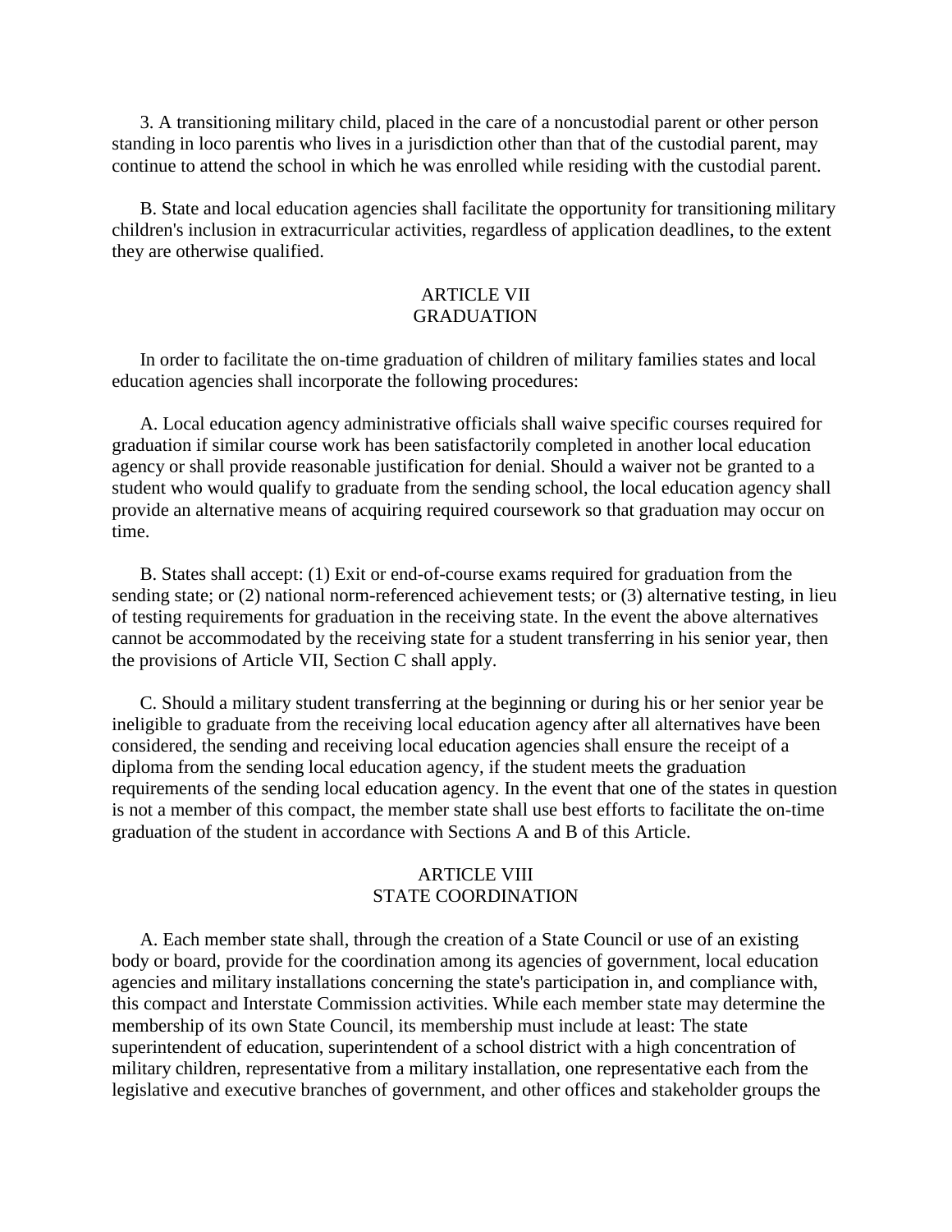3. A transitioning military child, placed in the care of a noncustodial parent or other person standing in loco parentis who lives in a jurisdiction other than that of the custodial parent, may continue to attend the school in which he was enrolled while residing with the custodial parent.

B. State and local education agencies shall facilitate the opportunity for transitioning military children's inclusion in extracurricular activities, regardless of application deadlines, to the extent they are otherwise qualified.

## ARTICLE VII
## GRADUATION

In order to facilitate the on-time graduation of children of military families states and local education agencies shall incorporate the following procedures:

A. Local education agency administrative officials shall waive specific courses required for graduation if similar course work has been satisfactorily completed in another local education agency or shall provide reasonable justification for denial. Should a waiver not be granted to a student who would qualify to graduate from the sending school, the local education agency shall provide an alternative means of acquiring required coursework so that graduation may occur on time.

B. States shall accept: (1) Exit or end-of-course exams required for graduation from the sending state; or (2) national norm-referenced achievement tests; or (3) alternative testing, in lieu of testing requirements for graduation in the receiving state. In the event the above alternatives cannot be accommodated by the receiving state for a student transferring in his senior year, then the provisions of Article VII, Section C shall apply.

C. Should a military student transferring at the beginning or during his or her senior year be ineligible to graduate from the receiving local education agency after all alternatives have been considered, the sending and receiving local education agencies shall ensure the receipt of a diploma from the sending local education agency, if the student meets the graduation requirements of the sending local education agency. In the event that one of the states in question is not a member of this compact, the member state shall use best efforts to facilitate the on-time graduation of the student in accordance with Sections A and B of this Article.

## ARTICLE VIII
## STATE COORDINATION

A. Each member state shall, through the creation of a State Council or use of an existing body or board, provide for the coordination among its agencies of government, local education agencies and military installations concerning the state's participation in, and compliance with, this compact and Interstate Commission activities. While each member state may determine the membership of its own State Council, its membership must include at least: The state superintendent of education, superintendent of a school district with a high concentration of military children, representative from a military installation, one representative each from the legislative and executive branches of government, and other offices and stakeholder groups the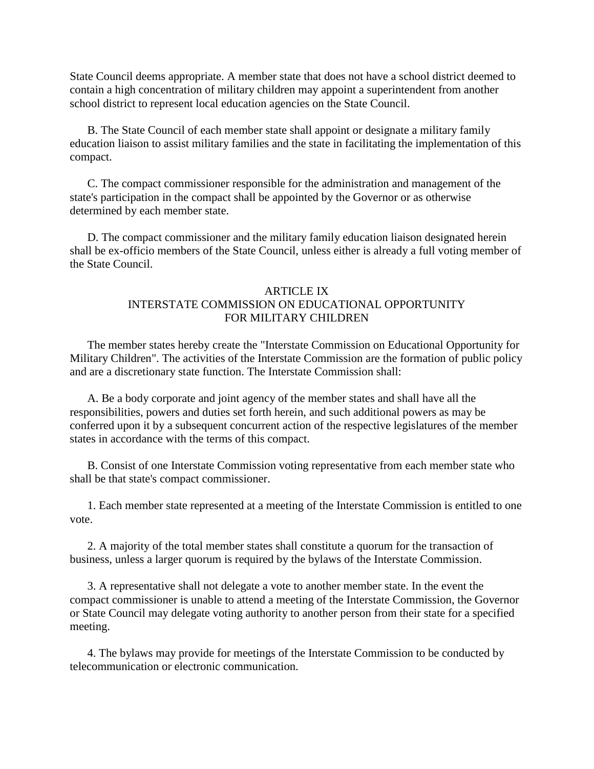State Council deems appropriate. A member state that does not have a school district deemed to contain a high concentration of military children may appoint a superintendent from another school district to represent local education agencies on the State Council.

B. The State Council of each member state shall appoint or designate a military family education liaison to assist military families and the state in facilitating the implementation of this compact.

C. The compact commissioner responsible for the administration and management of the state's participation in the compact shall be appointed by the Governor or as otherwise determined by each member state.

D. The compact commissioner and the military family education liaison designated herein shall be ex-officio members of the State Council, unless either is already a full voting member of the State Council.

## ARTICLE IX
## INTERSTATE COMMISSION ON EDUCATIONAL OPPORTUNITY FOR MILITARY CHILDREN

The member states hereby create the "Interstate Commission on Educational Opportunity for Military Children". The activities of the Interstate Commission are the formation of public policy and are a discretionary state function. The Interstate Commission shall:

A. Be a body corporate and joint agency of the member states and shall have all the responsibilities, powers and duties set forth herein, and such additional powers as may be conferred upon it by a subsequent concurrent action of the respective legislatures of the member states in accordance with the terms of this compact.

B. Consist of one Interstate Commission voting representative from each member state who shall be that state's compact commissioner.

1. Each member state represented at a meeting of the Interstate Commission is entitled to one vote.

2. A majority of the total member states shall constitute a quorum for the transaction of business, unless a larger quorum is required by the bylaws of the Interstate Commission.

3. A representative shall not delegate a vote to another member state. In the event the compact commissioner is unable to attend a meeting of the Interstate Commission, the Governor or State Council may delegate voting authority to another person from their state for a specified meeting.

4. The bylaws may provide for meetings of the Interstate Commission to be conducted by telecommunication or electronic communication.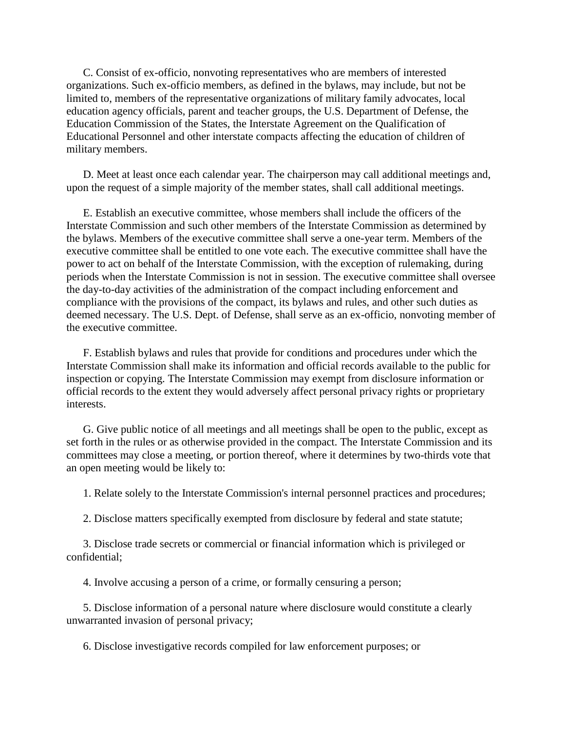C. Consist of ex-officio, nonvoting representatives who are members of interested organizations. Such ex-officio members, as defined in the bylaws, may include, but not be limited to, members of the representative organizations of military family advocates, local education agency officials, parent and teacher groups, the U.S. Department of Defense, the Education Commission of the States, the Interstate Agreement on the Qualification of Educational Personnel and other interstate compacts affecting the education of children of military members.

D. Meet at least once each calendar year. The chairperson may call additional meetings and, upon the request of a simple majority of the member states, shall call additional meetings.

E. Establish an executive committee, whose members shall include the officers of the Interstate Commission and such other members of the Interstate Commission as determined by the bylaws. Members of the executive committee shall serve a one-year term. Members of the executive committee shall be entitled to one vote each. The executive committee shall have the power to act on behalf of the Interstate Commission, with the exception of rulemaking, during periods when the Interstate Commission is not in session. The executive committee shall oversee the day-to-day activities of the administration of the compact including enforcement and compliance with the provisions of the compact, its bylaws and rules, and other such duties as deemed necessary. The U.S. Dept. of Defense, shall serve as an ex-officio, nonvoting member of the executive committee.

F. Establish bylaws and rules that provide for conditions and procedures under which the Interstate Commission shall make its information and official records available to the public for inspection or copying. The Interstate Commission may exempt from disclosure information or official records to the extent they would adversely affect personal privacy rights or proprietary interests.

G. Give public notice of all meetings and all meetings shall be open to the public, except as set forth in the rules or as otherwise provided in the compact. The Interstate Commission and its committees may close a meeting, or portion thereof, where it determines by two-thirds vote that an open meeting would be likely to:

1. Relate solely to the Interstate Commission's internal personnel practices and procedures;

2. Disclose matters specifically exempted from disclosure by federal and state statute;

3. Disclose trade secrets or commercial or financial information which is privileged or confidential;

4. Involve accusing a person of a crime, or formally censuring a person;

5. Disclose information of a personal nature where disclosure would constitute a clearly unwarranted invasion of personal privacy;

6. Disclose investigative records compiled for law enforcement purposes; or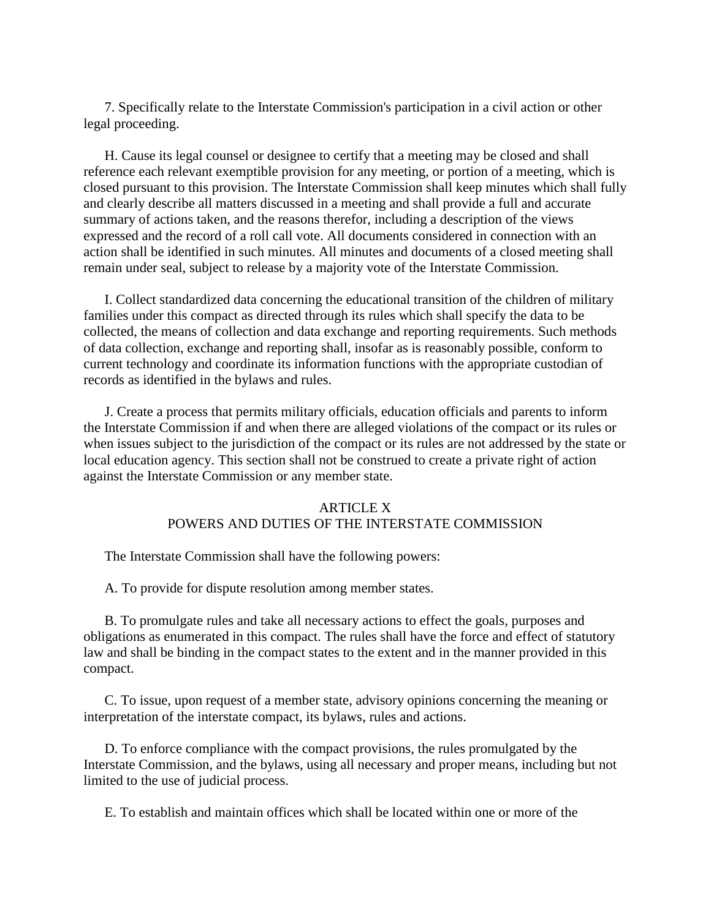7. Specifically relate to the Interstate Commission's participation in a civil action or other legal proceeding.

H. Cause its legal counsel or designee to certify that a meeting may be closed and shall reference each relevant exemptible provision for any meeting, or portion of a meeting, which is closed pursuant to this provision. The Interstate Commission shall keep minutes which shall fully and clearly describe all matters discussed in a meeting and shall provide a full and accurate summary of actions taken, and the reasons therefor, including a description of the views expressed and the record of a roll call vote. All documents considered in connection with an action shall be identified in such minutes. All minutes and documents of a closed meeting shall remain under seal, subject to release by a majority vote of the Interstate Commission.

I. Collect standardized data concerning the educational transition of the children of military families under this compact as directed through its rules which shall specify the data to be collected, the means of collection and data exchange and reporting requirements. Such methods of data collection, exchange and reporting shall, insofar as is reasonably possible, conform to current technology and coordinate its information functions with the appropriate custodian of records as identified in the bylaws and rules.

J. Create a process that permits military officials, education officials and parents to inform the Interstate Commission if and when there are alleged violations of the compact or its rules or when issues subject to the jurisdiction of the compact or its rules are not addressed by the state or local education agency. This section shall not be construed to create a private right of action against the Interstate Commission or any member state.

## ARTICLE X
## POWERS AND DUTIES OF THE INTERSTATE COMMISSION

The Interstate Commission shall have the following powers:

A. To provide for dispute resolution among member states.

B. To promulgate rules and take all necessary actions to effect the goals, purposes and obligations as enumerated in this compact. The rules shall have the force and effect of statutory law and shall be binding in the compact states to the extent and in the manner provided in this compact.

C. To issue, upon request of a member state, advisory opinions concerning the meaning or interpretation of the interstate compact, its bylaws, rules and actions.

D. To enforce compliance with the compact provisions, the rules promulgated by the Interstate Commission, and the bylaws, using all necessary and proper means, including but not limited to the use of judicial process.

E. To establish and maintain offices which shall be located within one or more of the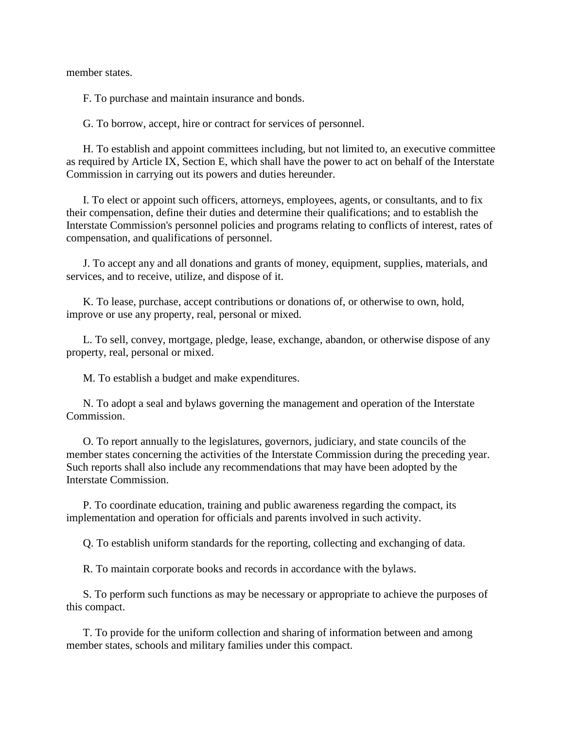member states.

F. To purchase and maintain insurance and bonds.

G. To borrow, accept, hire or contract for services of personnel.

H. To establish and appoint committees including, but not limited to, an executive committee as required by Article IX, Section E, which shall have the power to act on behalf of the Interstate Commission in carrying out its powers and duties hereunder.

I. To elect or appoint such officers, attorneys, employees, agents, or consultants, and to fix their compensation, define their duties and determine their qualifications; and to establish the Interstate Commission's personnel policies and programs relating to conflicts of interest, rates of compensation, and qualifications of personnel.

J. To accept any and all donations and grants of money, equipment, supplies, materials, and services, and to receive, utilize, and dispose of it.

K. To lease, purchase, accept contributions or donations of, or otherwise to own, hold, improve or use any property, real, personal or mixed.

L. To sell, convey, mortgage, pledge, lease, exchange, abandon, or otherwise dispose of any property, real, personal or mixed.

M. To establish a budget and make expenditures.

N. To adopt a seal and bylaws governing the management and operation of the Interstate Commission.

O. To report annually to the legislatures, governors, judiciary, and state councils of the member states concerning the activities of the Interstate Commission during the preceding year. Such reports shall also include any recommendations that may have been adopted by the Interstate Commission.

P. To coordinate education, training and public awareness regarding the compact, its implementation and operation for officials and parents involved in such activity.

Q. To establish uniform standards for the reporting, collecting and exchanging of data.

R. To maintain corporate books and records in accordance with the bylaws.

S. To perform such functions as may be necessary or appropriate to achieve the purposes of this compact.

T. To provide for the uniform collection and sharing of information between and among member states, schools and military families under this compact.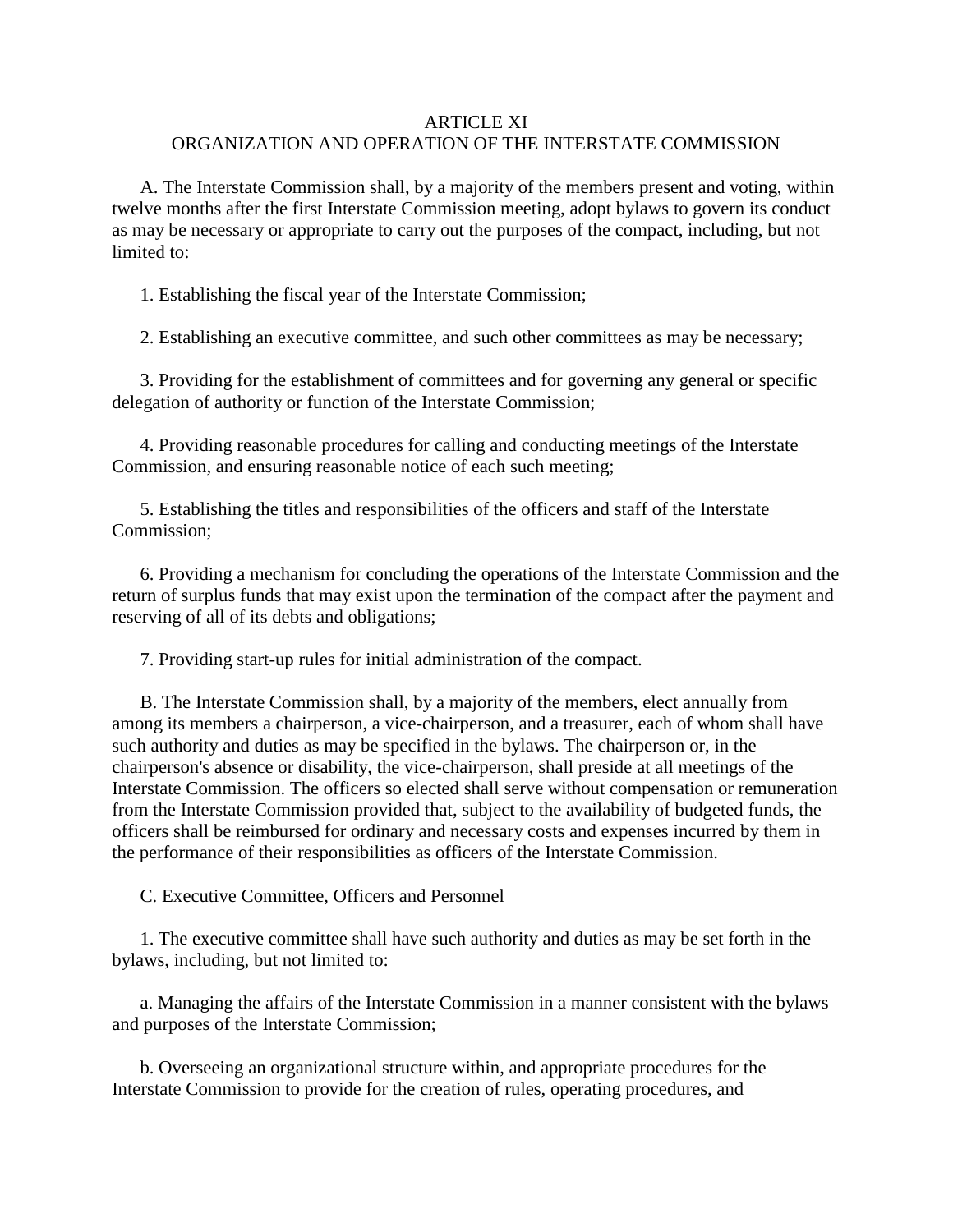## ARTICLE XI
## ORGANIZATION AND OPERATION OF THE INTERSTATE COMMISSION

A. The Interstate Commission shall, by a majority of the members present and voting, within twelve months after the first Interstate Commission meeting, adopt bylaws to govern its conduct as may be necessary or appropriate to carry out the purposes of the compact, including, but not limited to:

1. Establishing the fiscal year of the Interstate Commission;

2. Establishing an executive committee, and such other committees as may be necessary;

3. Providing for the establishment of committees and for governing any general or specific delegation of authority or function of the Interstate Commission;

4. Providing reasonable procedures for calling and conducting meetings of the Interstate Commission, and ensuring reasonable notice of each such meeting;

5. Establishing the titles and responsibilities of the officers and staff of the Interstate Commission;

6. Providing a mechanism for concluding the operations of the Interstate Commission and the return of surplus funds that may exist upon the termination of the compact after the payment and reserving of all of its debts and obligations;

7. Providing start-up rules for initial administration of the compact.

B. The Interstate Commission shall, by a majority of the members, elect annually from among its members a chairperson, a vice-chairperson, and a treasurer, each of whom shall have such authority and duties as may be specified in the bylaws. The chairperson or, in the chairperson's absence or disability, the vice-chairperson, shall preside at all meetings of the Interstate Commission. The officers so elected shall serve without compensation or remuneration from the Interstate Commission provided that, subject to the availability of budgeted funds, the officers shall be reimbursed for ordinary and necessary costs and expenses incurred by them in the performance of their responsibilities as officers of the Interstate Commission.

C. Executive Committee, Officers and Personnel

1. The executive committee shall have such authority and duties as may be set forth in the bylaws, including, but not limited to:

a. Managing the affairs of the Interstate Commission in a manner consistent with the bylaws and purposes of the Interstate Commission;

b. Overseeing an organizational structure within, and appropriate procedures for the Interstate Commission to provide for the creation of rules, operating procedures, and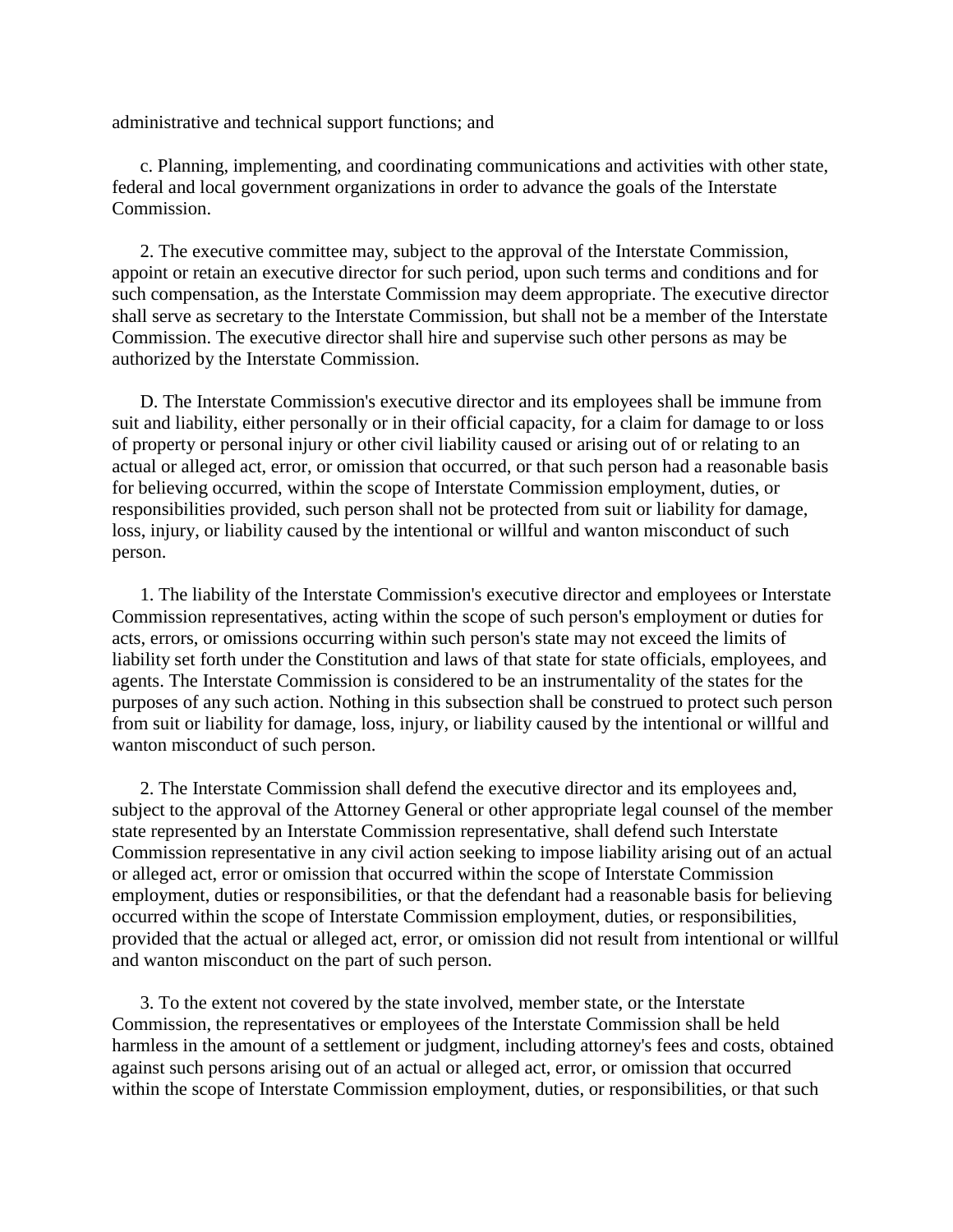administrative and technical support functions; and

c. Planning, implementing, and coordinating communications and activities with other state, federal and local government organizations in order to advance the goals of the Interstate Commission.

2. The executive committee may, subject to the approval of the Interstate Commission, appoint or retain an executive director for such period, upon such terms and conditions and for such compensation, as the Interstate Commission may deem appropriate. The executive director shall serve as secretary to the Interstate Commission, but shall not be a member of the Interstate Commission. The executive director shall hire and supervise such other persons as may be authorized by the Interstate Commission.

D. The Interstate Commission's executive director and its employees shall be immune from suit and liability, either personally or in their official capacity, for a claim for damage to or loss of property or personal injury or other civil liability caused or arising out of or relating to an actual or alleged act, error, or omission that occurred, or that such person had a reasonable basis for believing occurred, within the scope of Interstate Commission employment, duties, or responsibilities provided, such person shall not be protected from suit or liability for damage, loss, injury, or liability caused by the intentional or willful and wanton misconduct of such person.

1. The liability of the Interstate Commission's executive director and employees or Interstate Commission representatives, acting within the scope of such person's employment or duties for acts, errors, or omissions occurring within such person's state may not exceed the limits of liability set forth under the Constitution and laws of that state for state officials, employees, and agents. The Interstate Commission is considered to be an instrumentality of the states for the purposes of any such action. Nothing in this subsection shall be construed to protect such person from suit or liability for damage, loss, injury, or liability caused by the intentional or willful and wanton misconduct of such person.

2. The Interstate Commission shall defend the executive director and its employees and, subject to the approval of the Attorney General or other appropriate legal counsel of the member state represented by an Interstate Commission representative, shall defend such Interstate Commission representative in any civil action seeking to impose liability arising out of an actual or alleged act, error or omission that occurred within the scope of Interstate Commission employment, duties or responsibilities, or that the defendant had a reasonable basis for believing occurred within the scope of Interstate Commission employment, duties, or responsibilities, provided that the actual or alleged act, error, or omission did not result from intentional or willful and wanton misconduct on the part of such person.

3. To the extent not covered by the state involved, member state, or the Interstate Commission, the representatives or employees of the Interstate Commission shall be held harmless in the amount of a settlement or judgment, including attorney's fees and costs, obtained against such persons arising out of an actual or alleged act, error, or omission that occurred within the scope of Interstate Commission employment, duties, or responsibilities, or that such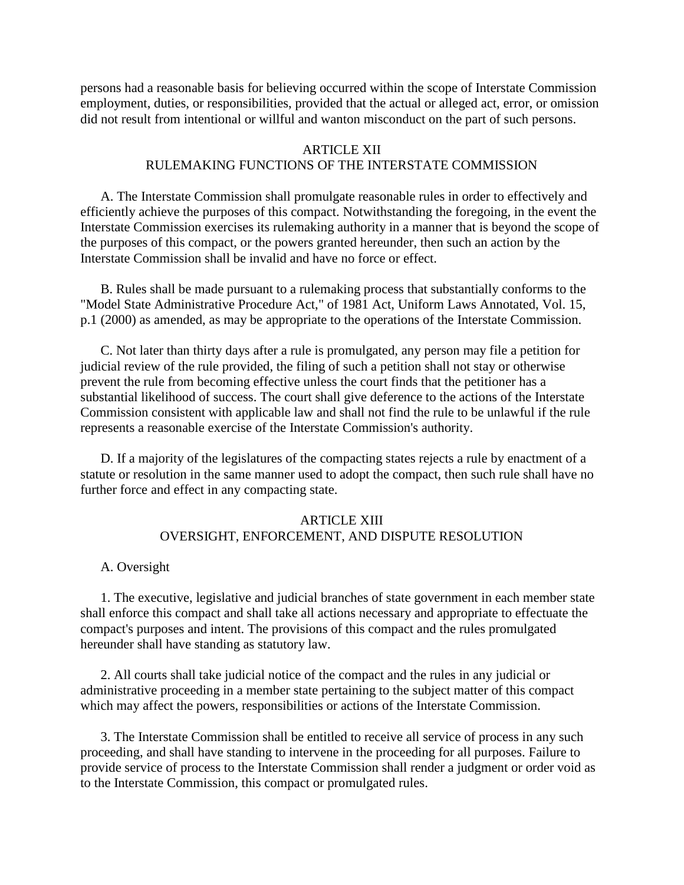persons had a reasonable basis for believing occurred within the scope of Interstate Commission employment, duties, or responsibilities, provided that the actual or alleged act, error, or omission did not result from intentional or willful and wanton misconduct on the part of such persons.

## ARTICLE XII
## RULEMAKING FUNCTIONS OF THE INTERSTATE COMMISSION

A. The Interstate Commission shall promulgate reasonable rules in order to effectively and efficiently achieve the purposes of this compact. Notwithstanding the foregoing, in the event the Interstate Commission exercises its rulemaking authority in a manner that is beyond the scope of the purposes of this compact, or the powers granted hereunder, then such an action by the Interstate Commission shall be invalid and have no force or effect.

B. Rules shall be made pursuant to a rulemaking process that substantially conforms to the "Model State Administrative Procedure Act," of 1981 Act, Uniform Laws Annotated, Vol. 15, p.1 (2000) as amended, as may be appropriate to the operations of the Interstate Commission.

C. Not later than thirty days after a rule is promulgated, any person may file a petition for judicial review of the rule provided, the filing of such a petition shall not stay or otherwise prevent the rule from becoming effective unless the court finds that the petitioner has a substantial likelihood of success. The court shall give deference to the actions of the Interstate Commission consistent with applicable law and shall not find the rule to be unlawful if the rule represents a reasonable exercise of the Interstate Commission's authority.

D. If a majority of the legislatures of the compacting states rejects a rule by enactment of a statute or resolution in the same manner used to adopt the compact, then such rule shall have no further force and effect in any compacting state.

## ARTICLE XIII
## OVERSIGHT, ENFORCEMENT, AND DISPUTE RESOLUTION

A. Oversight

1. The executive, legislative and judicial branches of state government in each member state shall enforce this compact and shall take all actions necessary and appropriate to effectuate the compact's purposes and intent. The provisions of this compact and the rules promulgated hereunder shall have standing as statutory law.

2. All courts shall take judicial notice of the compact and the rules in any judicial or administrative proceeding in a member state pertaining to the subject matter of this compact which may affect the powers, responsibilities or actions of the Interstate Commission.

3. The Interstate Commission shall be entitled to receive all service of process in any such proceeding, and shall have standing to intervene in the proceeding for all purposes. Failure to provide service of process to the Interstate Commission shall render a judgment or order void as to the Interstate Commission, this compact or promulgated rules.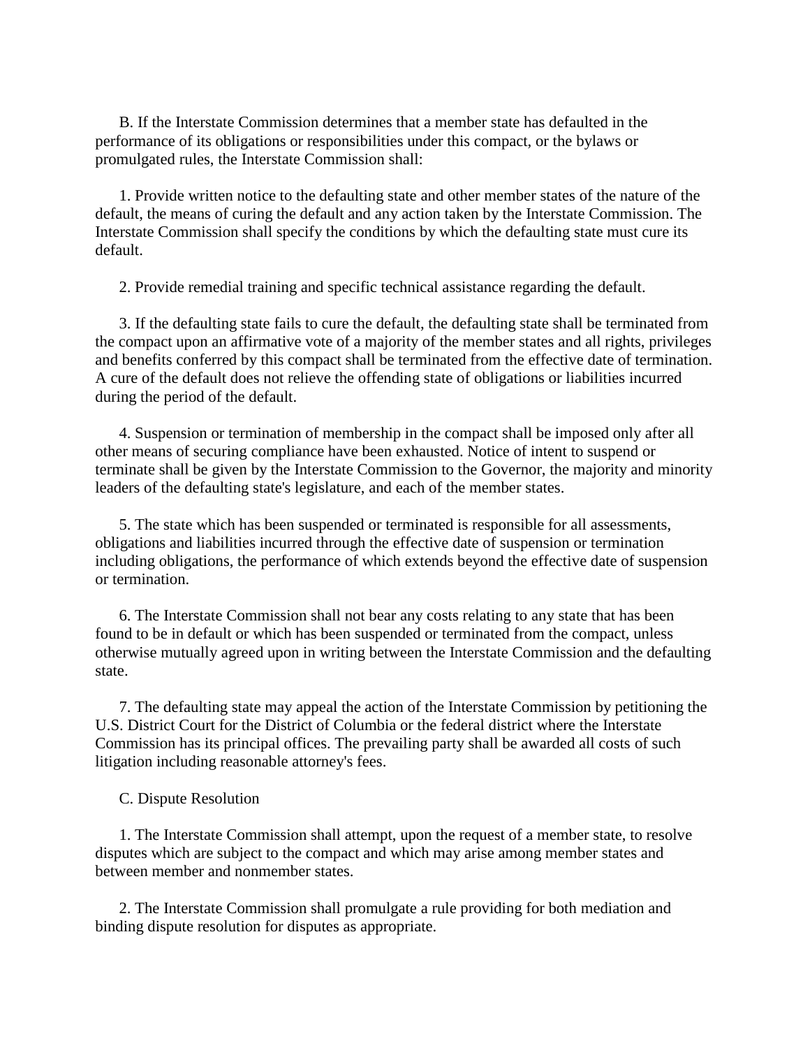B. If the Interstate Commission determines that a member state has defaulted in the performance of its obligations or responsibilities under this compact, or the bylaws or promulgated rules, the Interstate Commission shall:

1. Provide written notice to the defaulting state and other member states of the nature of the default, the means of curing the default and any action taken by the Interstate Commission. The Interstate Commission shall specify the conditions by which the defaulting state must cure its default.

2. Provide remedial training and specific technical assistance regarding the default.

3. If the defaulting state fails to cure the default, the defaulting state shall be terminated from the compact upon an affirmative vote of a majority of the member states and all rights, privileges and benefits conferred by this compact shall be terminated from the effective date of termination. A cure of the default does not relieve the offending state of obligations or liabilities incurred during the period of the default.

4. Suspension or termination of membership in the compact shall be imposed only after all other means of securing compliance have been exhausted. Notice of intent to suspend or terminate shall be given by the Interstate Commission to the Governor, the majority and minority leaders of the defaulting state's legislature, and each of the member states.

5. The state which has been suspended or terminated is responsible for all assessments, obligations and liabilities incurred through the effective date of suspension or termination including obligations, the performance of which extends beyond the effective date of suspension or termination.

6. The Interstate Commission shall not bear any costs relating to any state that has been found to be in default or which has been suspended or terminated from the compact, unless otherwise mutually agreed upon in writing between the Interstate Commission and the defaulting state.

7. The defaulting state may appeal the action of the Interstate Commission by petitioning the U.S. District Court for the District of Columbia or the federal district where the Interstate Commission has its principal offices. The prevailing party shall be awarded all costs of such litigation including reasonable attorney's fees.

C. Dispute Resolution

1. The Interstate Commission shall attempt, upon the request of a member state, to resolve disputes which are subject to the compact and which may arise among member states and between member and nonmember states.

2. The Interstate Commission shall promulgate a rule providing for both mediation and binding dispute resolution for disputes as appropriate.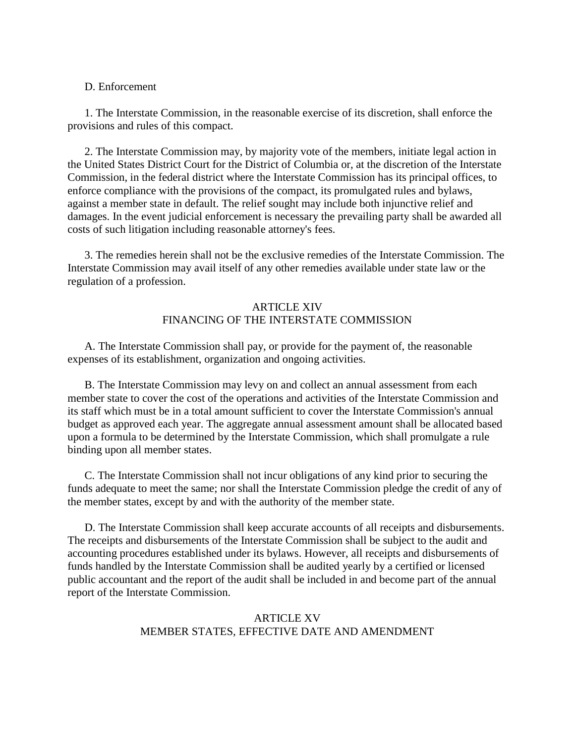D. Enforcement

1. The Interstate Commission, in the reasonable exercise of its discretion, shall enforce the provisions and rules of this compact.

2. The Interstate Commission may, by majority vote of the members, initiate legal action in the United States District Court for the District of Columbia or, at the discretion of the Interstate Commission, in the federal district where the Interstate Commission has its principal offices, to enforce compliance with the provisions of the compact, its promulgated rules and bylaws, against a member state in default. The relief sought may include both injunctive relief and damages. In the event judicial enforcement is necessary the prevailing party shall be awarded all costs of such litigation including reasonable attorney's fees.

3. The remedies herein shall not be the exclusive remedies of the Interstate Commission. The Interstate Commission may avail itself of any other remedies available under state law or the regulation of a profession.

## ARTICLE XIV
## FINANCING OF THE INTERSTATE COMMISSION

A. The Interstate Commission shall pay, or provide for the payment of, the reasonable expenses of its establishment, organization and ongoing activities.

B. The Interstate Commission may levy on and collect an annual assessment from each member state to cover the cost of the operations and activities of the Interstate Commission and its staff which must be in a total amount sufficient to cover the Interstate Commission's annual budget as approved each year. The aggregate annual assessment amount shall be allocated based upon a formula to be determined by the Interstate Commission, which shall promulgate a rule binding upon all member states.

C. The Interstate Commission shall not incur obligations of any kind prior to securing the funds adequate to meet the same; nor shall the Interstate Commission pledge the credit of any of the member states, except by and with the authority of the member state.

D. The Interstate Commission shall keep accurate accounts of all receipts and disbursements. The receipts and disbursements of the Interstate Commission shall be subject to the audit and accounting procedures established under its bylaws. However, all receipts and disbursements of funds handled by the Interstate Commission shall be audited yearly by a certified or licensed public accountant and the report of the audit shall be included in and become part of the annual report of the Interstate Commission.

## ARTICLE XV
## MEMBER STATES, EFFECTIVE DATE AND AMENDMENT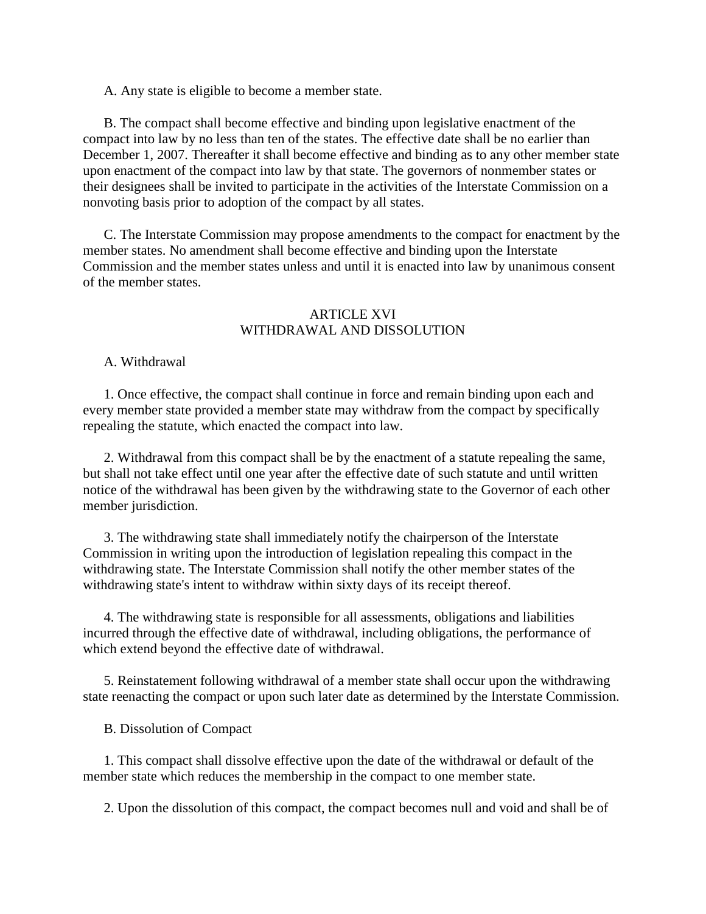A. Any state is eligible to become a member state.

B. The compact shall become effective and binding upon legislative enactment of the compact into law by no less than ten of the states. The effective date shall be no earlier than December 1, 2007. Thereafter it shall become effective and binding as to any other member state upon enactment of the compact into law by that state. The governors of nonmember states or their designees shall be invited to participate in the activities of the Interstate Commission on a nonvoting basis prior to adoption of the compact by all states.

C. The Interstate Commission may propose amendments to the compact for enactment by the member states. No amendment shall become effective and binding upon the Interstate Commission and the member states unless and until it is enacted into law by unanimous consent of the member states.

## ARTICLE XVI
## WITHDRAWAL AND DISSOLUTION

A. Withdrawal

1. Once effective, the compact shall continue in force and remain binding upon each and every member state provided a member state may withdraw from the compact by specifically repealing the statute, which enacted the compact into law.

2. Withdrawal from this compact shall be by the enactment of a statute repealing the same, but shall not take effect until one year after the effective date of such statute and until written notice of the withdrawal has been given by the withdrawing state to the Governor of each other member jurisdiction.

3. The withdrawing state shall immediately notify the chairperson of the Interstate Commission in writing upon the introduction of legislation repealing this compact in the withdrawing state. The Interstate Commission shall notify the other member states of the withdrawing state's intent to withdraw within sixty days of its receipt thereof.

4. The withdrawing state is responsible for all assessments, obligations and liabilities incurred through the effective date of withdrawal, including obligations, the performance of which extend beyond the effective date of withdrawal.

5. Reinstatement following withdrawal of a member state shall occur upon the withdrawing state reenacting the compact or upon such later date as determined by the Interstate Commission.

B. Dissolution of Compact

1. This compact shall dissolve effective upon the date of the withdrawal or default of the member state which reduces the membership in the compact to one member state.

2. Upon the dissolution of this compact, the compact becomes null and void and shall be of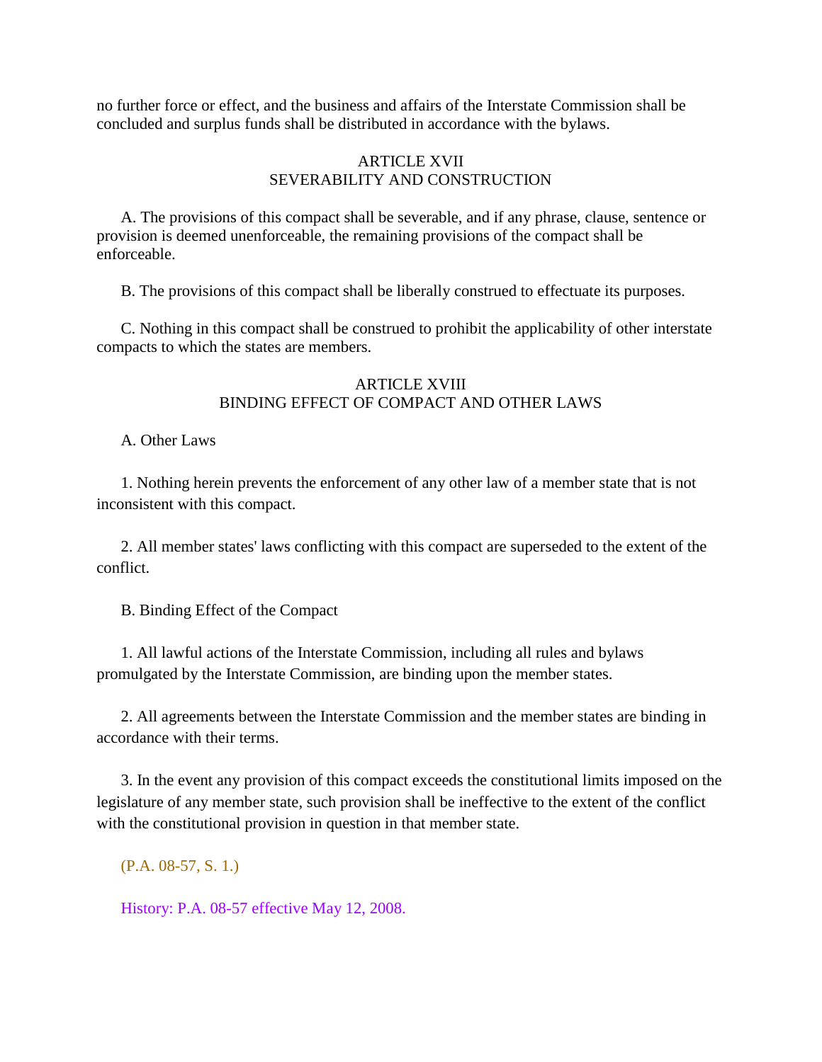no further force or effect, and the business and affairs of the Interstate Commission shall be concluded and surplus funds shall be distributed in accordance with the bylaws.

ARTICLE XVII
SEVERABILITY AND CONSTRUCTION

A. The provisions of this compact shall be severable, and if any phrase, clause, sentence or provision is deemed unenforceable, the remaining provisions of the compact shall be enforceable.

B. The provisions of this compact shall be liberally construed to effectuate its purposes.

C. Nothing in this compact shall be construed to prohibit the applicability of other interstate compacts to which the states are members.

ARTICLE XVIII
BINDING EFFECT OF COMPACT AND OTHER LAWS

A. Other Laws

1. Nothing herein prevents the enforcement of any other law of a member state that is not inconsistent with this compact.

2. All member states' laws conflicting with this compact are superseded to the extent of the conflict.

B. Binding Effect of the Compact

1. All lawful actions of the Interstate Commission, including all rules and bylaws promulgated by the Interstate Commission, are binding upon the member states.

2. All agreements between the Interstate Commission and the member states are binding in accordance with their terms.

3. In the event any provision of this compact exceeds the constitutional limits imposed on the legislature of any member state, such provision shall be ineffective to the extent of the conflict with the constitutional provision in question in that member state.

(P.A. 08-57, S. 1.)

History: P.A. 08-57 effective May 12, 2008.